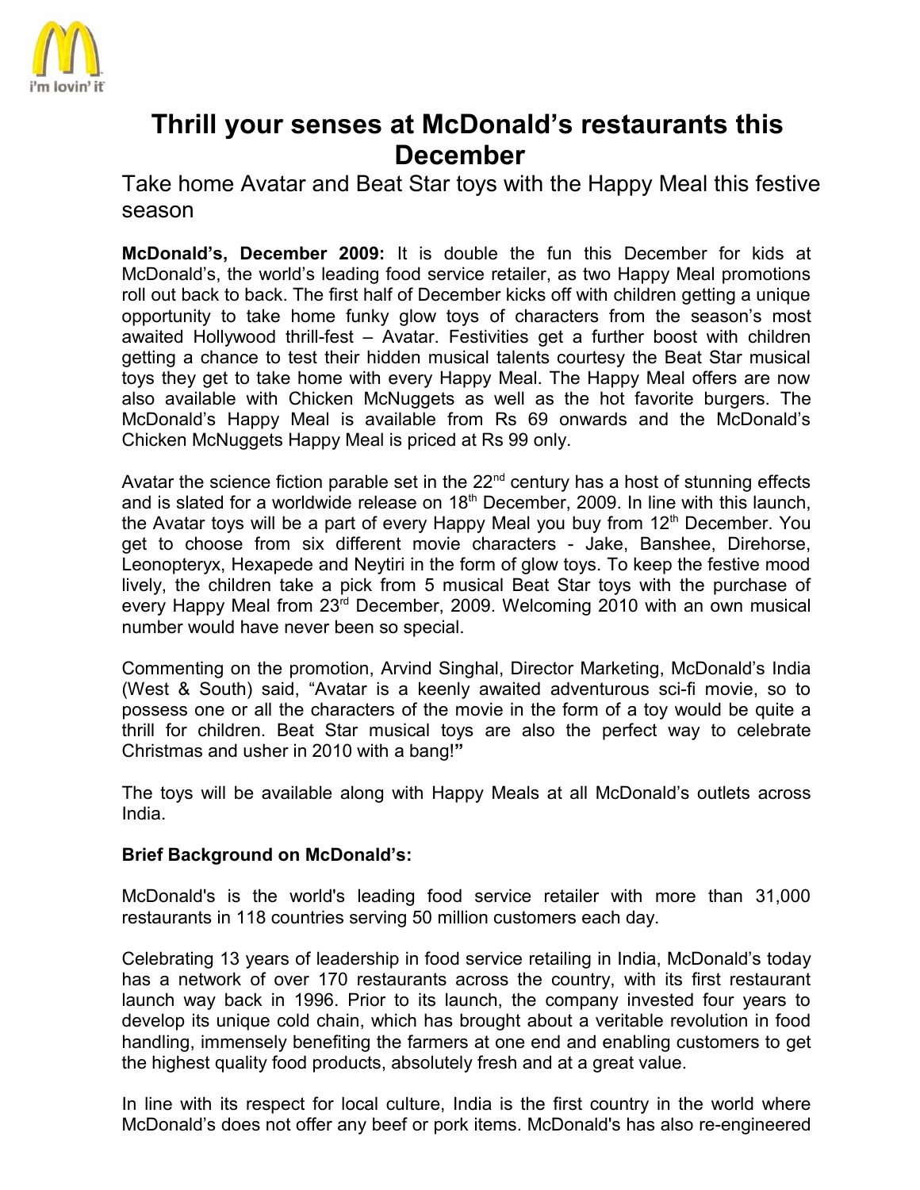# Thrill your senses at McDonald's restaurants this December

Take home Avatar and Beat Star toys with the Happy Meal this festive season

**McDonald's, December 2009:** It is double the fun this December for kids at McDonald's, the world's leading food service retailer, as two Happy Meal promotions roll out back to back. The first half of December kicks off with children getting a unique opportunity to take home funky glow toys of characters from the season's most awaited Hollywood thrill-fest – Avatar. Festivities get a further boost with children getting a chance to test their hidden musical talents courtesy the Beat Star musical toys they get to take home with every Happy Meal. The Happy Meal offers are now also available with Chicken McNuggets as well as the hot favorite burgers. The McDonald's Happy Meal is available from Rs 69 onwards and the McDonald's Chicken McNuggets Happy Meal is priced at Rs 99 only.

Avatar the science fiction parable set in the 22nd century has a host of stunning effects and is slated for a worldwide release on 18th December, 2009. In line with this launch, the Avatar toys will be a part of every Happy Meal you buy from 12th December. You get to choose from six different movie characters - Jake, Banshee, Direhorse, Leonopteryx, Hexapede and Neytiri in the form of glow toys. To keep the festive mood lively, the children take a pick from 5 musical Beat Star toys with the purchase of every Happy Meal from 23rd December, 2009. Welcoming 2010 with an own musical number would have never been so special.

Commenting on the promotion, Arvind Singhal, Director Marketing, McDonald's India (West & South) said, "Avatar is a keenly awaited adventurous sci-fi movie, so to possess one or all the characters of the movie in the form of a toy would be quite a thrill for children. Beat Star musical toys are also the perfect way to celebrate Christmas and usher in 2010 with a bang!"

The toys will be available along with Happy Meals at all McDonald's outlets across India.

**Brief Background on McDonald's:**

McDonald's is the world's leading food service retailer with more than 31,000 restaurants in 118 countries serving 50 million customers each day.

Celebrating 13 years of leadership in food service retailing in India, McDonald's today has a network of over 170 restaurants across the country, with its first restaurant launch way back in 1996. Prior to its launch, the company invested four years to develop its unique cold chain, which has brought about a veritable revolution in food handling, immensely benefiting the farmers at one end and enabling customers to get the highest quality food products, absolutely fresh and at a great value.

In line with its respect for local culture, India is the first country in the world where McDonald's does not offer any beef or pork items. McDonald's has also re-engineered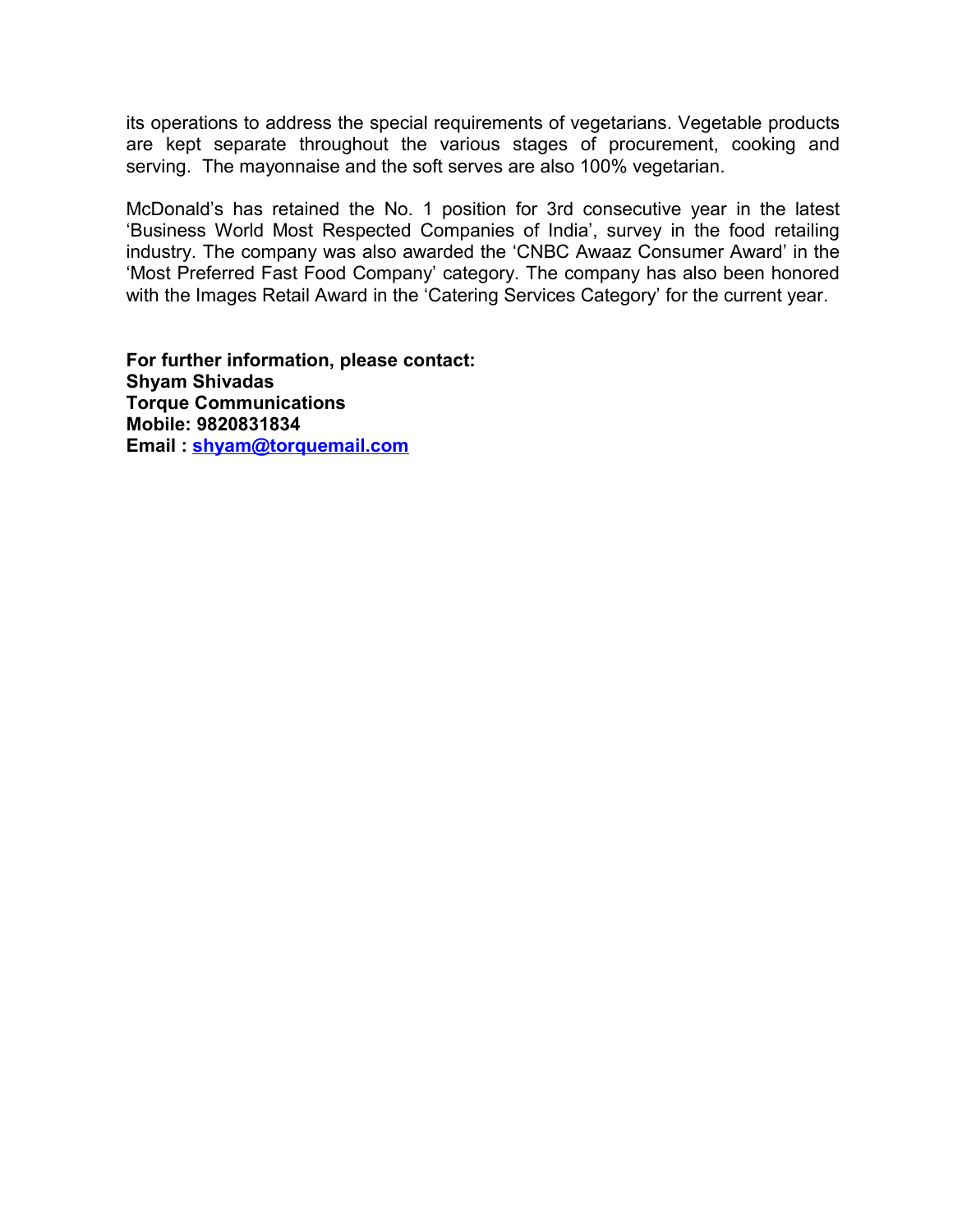its operations to address the special requirements of vegetarians. Vegetable products are kept separate throughout the various stages of procurement, cooking and serving. The mayonnaise and the soft serves are also 100% vegetarian.

McDonald’s has retained the No. 1 position for 3rd consecutive year in the latest ‘Business World Most Respected Companies of India’, survey in the food retailing industry. The company was also awarded the ‘CNBC Awaaz Consumer Award’ in the ‘Most Preferred Fast Food Company’ category. The company has also been honored with the Images Retail Award in the ‘Catering Services Category’ for the current year.

**For further information, please contact:**
**Shyam Shivadas**
**Torque Communications**
**Mobile: 9820831834**
**Email : shyam@torquemail.com**